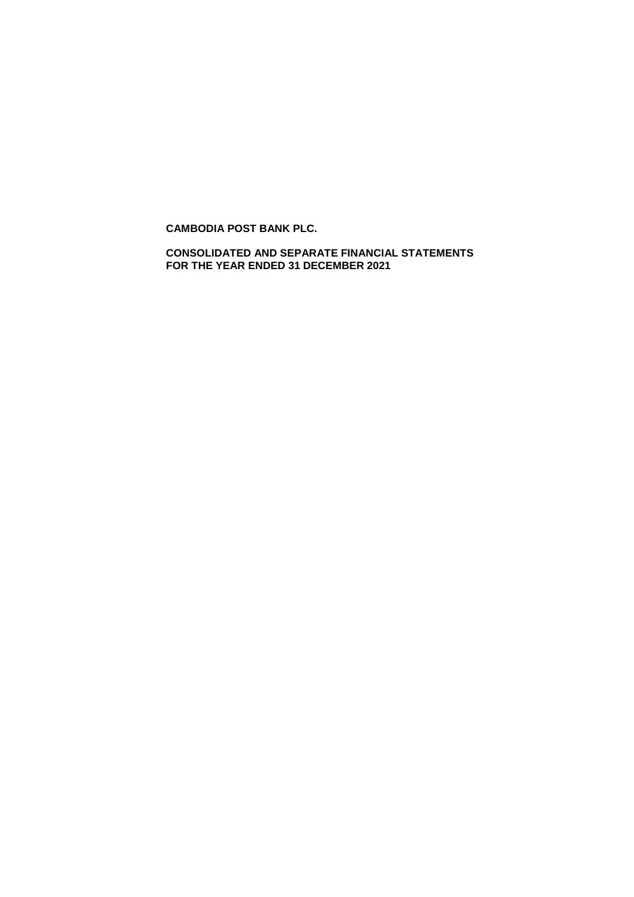**CAMBODIA POST BANK PLC.**

**CONSOLIDATED AND SEPARATE FINANCIAL STATEMENTS
FOR THE YEAR ENDED 31 DECEMBER 2021**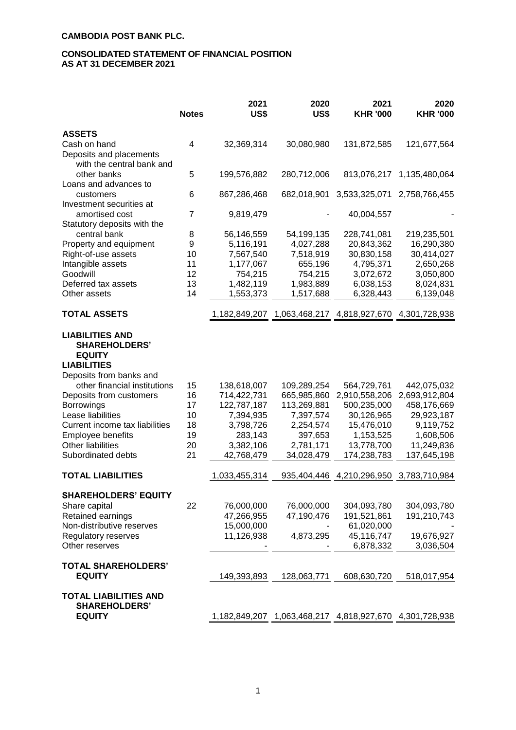**CAMBODIA POST BANK PLC.**

**CONSOLIDATED STATEMENT OF FINANCIAL POSITION**
**AS AT 31 DECEMBER 2021**

| | Notes | 2021 US$ | 2020 US$ | 2021 KHR '000 | 2020 KHR '000 |
|---|---|---|---|---|---|
| **ASSETS** | | | | | |
| Cash on hand | 4 | 32,369,314 | 30,080,980 | 131,872,585 | 121,677,564 |
| Deposits and placements with the central bank and other banks | 5 | 199,576,882 | 280,712,006 | 813,076,217 | 1,135,480,064 |
| Loans and advances to customers | 6 | 867,286,468 | 682,018,901 | 3,533,325,071 | 2,758,766,455 |
| Investment securities at amortised cost | 7 | 9,819,479 | - | 40,004,557 | - |
| Statutory deposits with the central bank | 8 | 56,146,559 | 54,199,135 | 228,741,081 | 219,235,501 |
| Property and equipment | 9 | 5,116,191 | 4,027,288 | 20,843,362 | 16,290,380 |
| Right-of-use assets | 10 | 7,567,540 | 7,518,919 | 30,830,158 | 30,414,027 |
| Intangible assets | 11 | 1,177,067 | 655,196 | 4,795,371 | 2,650,268 |
| Goodwill | 12 | 754,215 | 754,215 | 3,072,672 | 3,050,800 |
| Deferred tax assets | 13 | 1,482,119 | 1,983,889 | 6,038,153 | 8,024,831 |
| Other assets | 14 | 1,553,373 | 1,517,688 | 6,328,443 | 6,139,048 |
| **TOTAL ASSETS** | | 1,182,849,207 | 1,063,468,217 | 4,818,927,670 | 4,301,728,938 |
| **LIABILITIES AND SHAREHOLDERS' EQUITY** | | | | | |
| **LIABILITIES** | | | | | |
| Deposits from banks and other financial institutions | 15 | 138,618,007 | 109,289,254 | 564,729,761 | 442,075,032 |
| Deposits from customers | 16 | 714,422,731 | 665,985,860 | 2,910,558,206 | 2,693,912,804 |
| Borrowings | 17 | 122,787,187 | 113,269,881 | 500,235,000 | 458,176,669 |
| Lease liabilities | 10 | 7,394,935 | 7,397,574 | 30,126,965 | 29,923,187 |
| Current income tax liabilities | 18 | 3,798,726 | 2,254,574 | 15,476,010 | 9,119,752 |
| Employee benefits | 19 | 283,143 | 397,653 | 1,153,525 | 1,608,506 |
| Other liabilities | 20 | 3,382,106 | 2,781,171 | 13,778,700 | 11,249,836 |
| Subordinated debts | 21 | 42,768,479 | 34,028,479 | 174,238,783 | 137,645,198 |
| **TOTAL LIABILITIES** | | 1,033,455,314 | 935,404,446 | 4,210,296,950 | 3,783,710,984 |
| **SHAREHOLDERS' EQUITY** | | | | | |
| Share capital | 22 | 76,000,000 | 76,000,000 | 304,093,780 | 304,093,780 |
| Retained earnings | | 47,266,955 | 47,190,476 | 191,521,861 | 191,210,743 |
| Non-distributive reserves | | 15,000,000 | - | 61,020,000 | - |
| Regulatory reserves | | 11,126,938 | 4,873,295 | 45,116,747 | 19,676,927 |
| Other reserves | | - | - | 6,878,332 | 3,036,504 |
| **TOTAL SHAREHOLDERS' EQUITY** | | 149,393,893 | 128,063,771 | 608,630,720 | 518,017,954 |
| **TOTAL LIABILITIES AND SHAREHOLDERS' EQUITY** | | 1,182,849,207 | 1,063,468,217 | 4,818,927,670 | 4,301,728,938 |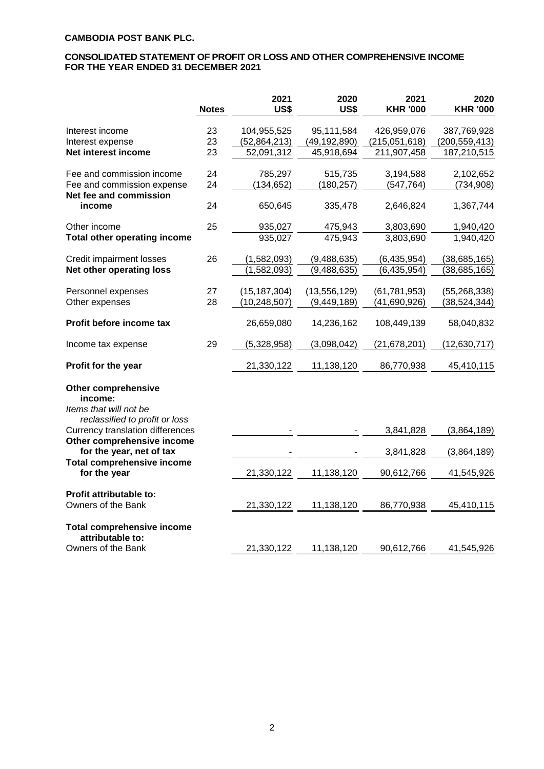**CAMBODIA POST BANK PLC.**

**CONSOLIDATED STATEMENT OF PROFIT OR LOSS AND OTHER COMPREHENSIVE INCOME FOR THE YEAR ENDED 31 DECEMBER 2021**

| | Notes | 2021 US$ | 2020 US$ | 2021 KHR '000 | 2020 KHR '000 |
|---|---|---|---|---|---|
| Interest income | 23 | 104,955,525 | 95,111,584 | 426,959,076 | 387,769,928 |
| Interest expense | 23 | (52,864,213) | (49,192,890) | (215,051,618) | (200,559,413) |
| **Net interest income** | 23 | 52,091,312 | 45,918,694 | 211,907,458 | 187,210,515 |
| Fee and commission income | 24 | 785,297 | 515,735 | 3,194,588 | 2,102,652 |
| Fee and commission expense | 24 | (134,652) | (180,257) | (547,764) | (734,908) |
| **Net fee and commission income** | 24 | 650,645 | 335,478 | 2,646,824 | 1,367,744 |
| Other income | 25 | 935,027 | 475,943 | 3,803,690 | 1,940,420 |
| **Total other operating income** | | 935,027 | 475,943 | 3,803,690 | 1,940,420 |
| Credit impairment losses | 26 | (1,582,093) | (9,488,635) | (6,435,954) | (38,685,165) |
| **Net other operating loss** | | (1,582,093) | (9,488,635) | (6,435,954) | (38,685,165) |
| Personnel expenses | 27 | (15,187,304) | (13,556,129) | (61,781,953) | (55,268,338) |
| Other expenses | 28 | (10,248,507) | (9,449,189) | (41,690,926) | (38,524,344) |
| **Profit before income tax** | | 26,659,080 | 14,236,162 | 108,449,139 | 58,040,832 |
| Income tax expense | 29 | (5,328,958) | (3,098,042) | (21,678,201) | (12,630,717) |
| **Profit for the year** | | 21,330,122 | 11,138,120 | 86,770,938 | 45,410,115 |
| **Other comprehensive income:** | | | | | |
| *Items that will not be reclassified to profit or loss* | | | | | |
| Currency translation differences | | - | - | 3,841,828 | (3,864,189) |
| **Other comprehensive income for the year, net of tax** | | - | - | 3,841,828 | (3,864,189) |
| **Total comprehensive income for the year** | | 21,330,122 | 11,138,120 | 90,612,766 | 41,545,926 |
| **Profit attributable to:** | | | | | |
| Owners of the Bank | | 21,330,122 | 11,138,120 | 86,770,938 | 45,410,115 |
| **Total comprehensive income attributable to:** | | | | | |
| Owners of the Bank | | 21,330,122 | 11,138,120 | 90,612,766 | 41,545,926 |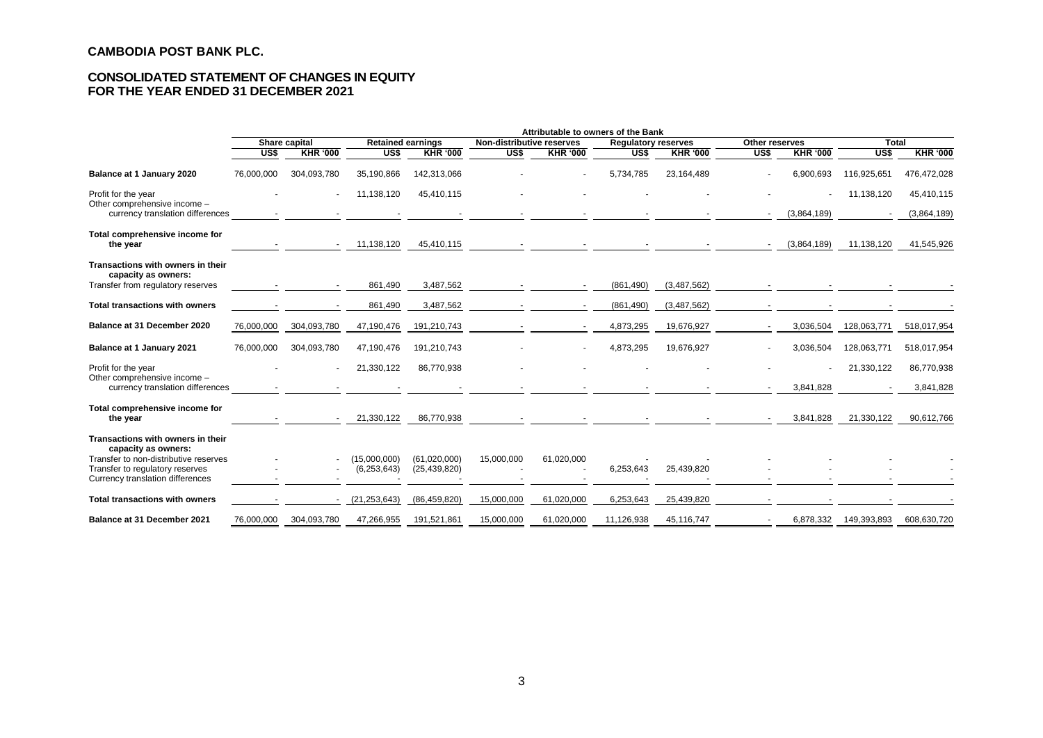**CAMBODIA POST BANK PLC.**

**CONSOLIDATED STATEMENT OF CHANGES IN EQUITY**
**FOR THE YEAR ENDED 31 DECEMBER 2021**

| | Attributable to owners of the Bank | | | | | | | | | | | |
|---|---|---|---|---|---|---|---|---|---|---|---|---|
| | Share capital | | Retained earnings | | Non-distributive reserves | | Regulatory reserves | | Other reserves | | Total | |
| | US$ | KHR '000 | US$ | KHR '000 | US$ | KHR '000 | US$ | KHR '000 | US$ | KHR '000 | US$ | KHR '000 |
| **Balance at 1 January 2020** | 76,000,000 | 304,093,780 | 35,190,866 | 142,313,066 | - | - | 5,734,785 | 23,164,489 | - | 6,900,693 | 116,925,651 | 476,472,028 |
| Profit for the year | - | - | 11,138,120 | 45,410,115 | - | - | - | - | - | - | 11,138,120 | 45,410,115 |
| Other comprehensive income – currency translation differences | - | - | - | - | - | - | - | - | - | (3,864,189) | - | (3,864,189) |
| **Total comprehensive income for the year** | - | - | 11,138,120 | 45,410,115 | - | - | - | - | - | (3,864,189) | 11,138,120 | 41,545,926 |
| **Transactions with owners in their capacity as owners:** | | | | | | | | | | | | |
| Transfer from regulatory reserves | - | - | 861,490 | 3,487,562 | - | - | (861,490) | (3,487,562) | - | - | - | - |
| **Total transactions with owners** | - | - | 861,490 | 3,487,562 | - | - | (861,490) | (3,487,562) | - | - | - | - |
| **Balance at 31 December 2020** | 76,000,000 | 304,093,780 | 47,190,476 | 191,210,743 | - | - | 4,873,295 | 19,676,927 | - | 3,036,504 | 128,063,771 | 518,017,954 |
| **Balance at 1 January 2021** | 76,000,000 | 304,093,780 | 47,190,476 | 191,210,743 | - | - | 4,873,295 | 19,676,927 | - | 3,036,504 | 128,063,771 | 518,017,954 |
| Profit for the year | - | - | 21,330,122 | 86,770,938 | - | - | - | - | - | - | 21,330,122 | 86,770,938 |
| Other comprehensive income – currency translation differences | - | - | - | - | - | - | - | - | - | 3,841,828 | - | 3,841,828 |
| **Total comprehensive income for the year** | - | - | 21,330,122 | 86,770,938 | - | - | - | - | - | 3,841,828 | 21,330,122 | 90,612,766 |
| **Transactions with owners in their capacity as owners:** | | | | | | | | | | | | |
| Transfer to non-distributive reserves | - | - | (15,000,000) | (61,020,000) | 15,000,000 | 61,020,000 | - | - | - | - | - | - |
| Transfer to regulatory reserves | - | - | (6,253,643) | (25,439,820) | - | - | 6,253,643 | 25,439,820 | - | - | - | - |
| Currency translation differences | - | - | - | - | - | - | - | - | - | - | - | - |
| **Total transactions with owners** | - | - | (21,253,643) | (86,459,820) | 15,000,000 | 61,020,000 | 6,253,643 | 25,439,820 | - | - | - | - |
| **Balance at 31 December 2021** | 76,000,000 | 304,093,780 | 47,266,955 | 191,521,861 | 15,000,000 | 61,020,000 | 11,126,938 | 45,116,747 | - | 6,878,332 | 149,393,893 | 608,630,720 |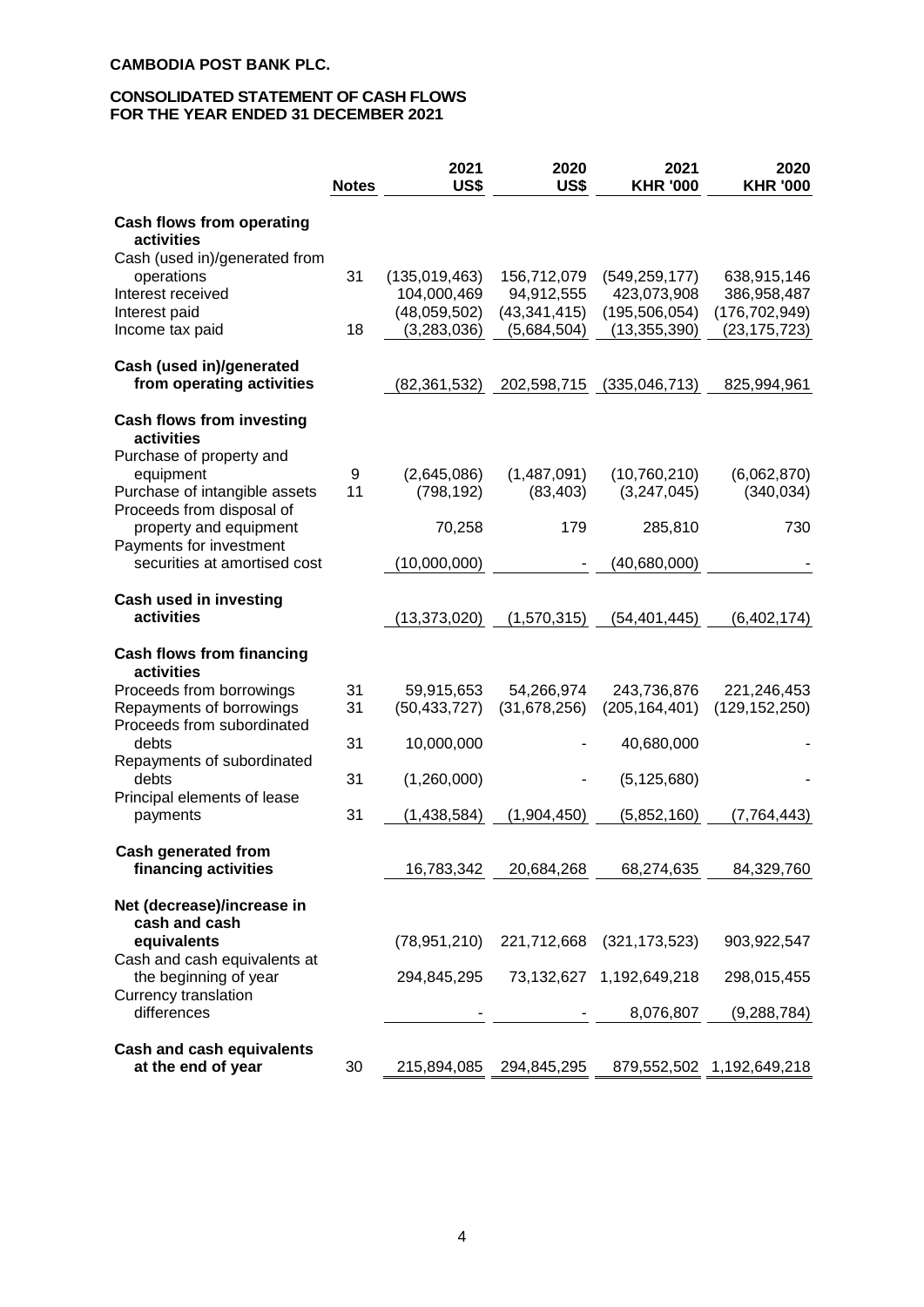**CAMBODIA POST BANK PLC.**

**CONSOLIDATED STATEMENT OF CASH FLOWS FOR THE YEAR ENDED 31 DECEMBER 2021**

| | Notes | 2021 US$ | 2020 US$ | 2021 KHR '000 | 2020 KHR '000 |
|---|---|---|---|---|---|
| **Cash flows from operating activities** | | | | | |
| Cash (used in)/generated from operations | 31 | (135,019,463) | 156,712,079 | (549,259,177) | 638,915,146 |
| Interest received | | 104,000,469 | 94,912,555 | 423,073,908 | 386,958,487 |
| Interest paid | | (48,059,502) | (43,341,415) | (195,506,054) | (176,702,949) |
| Income tax paid | 18 | (3,283,036) | (5,684,504) | (13,355,390) | (23,175,723) |
| **Cash (used in)/generated from operating activities** | | (82,361,532) | 202,598,715 | (335,046,713) | 825,994,961 |
| **Cash flows from investing activities** | | | | | |
| Purchase of property and equipment | 9 | (2,645,086) | (1,487,091) | (10,760,210) | (6,062,870) |
| Purchase of intangible assets | 11 | (798,192) | (83,403) | (3,247,045) | (340,034) |
| Proceeds from disposal of property and equipment | | 70,258 | 179 | 285,810 | 730 |
| Payments for investment securities at amortised cost | | (10,000,000) | - | (40,680,000) | - |
| **Cash used in investing activities** | | (13,373,020) | (1,570,315) | (54,401,445) | (6,402,174) |
| **Cash flows from financing activities** | | | | | |
| Proceeds from borrowings | 31 | 59,915,653 | 54,266,974 | 243,736,876 | 221,246,453 |
| Repayments of borrowings | 31 | (50,433,727) | (31,678,256) | (205,164,401) | (129,152,250) |
| Proceeds from subordinated debts | 31 | 10,000,000 | - | 40,680,000 | - |
| Repayments of subordinated debts | 31 | (1,260,000) | - | (5,125,680) | - |
| Principal elements of lease payments | 31 | (1,438,584) | (1,904,450) | (5,852,160) | (7,764,443) |
| **Cash generated from financing activities** | | 16,783,342 | 20,684,268 | 68,274,635 | 84,329,760 |
| **Net (decrease)/increase in cash and cash equivalents** | | (78,951,210) | 221,712,668 | (321,173,523) | 903,922,547 |
| Cash and cash equivalents at the beginning of year | | 294,845,295 | 73,132,627 | 1,192,649,218 | 298,015,455 |
| Currency translation differences | | - | - | 8,076,807 | (9,288,784) |
| **Cash and cash equivalents at the end of year** | 30 | 215,894,085 | 294,845,295 | 879,552,502 | 1,192,649,218 |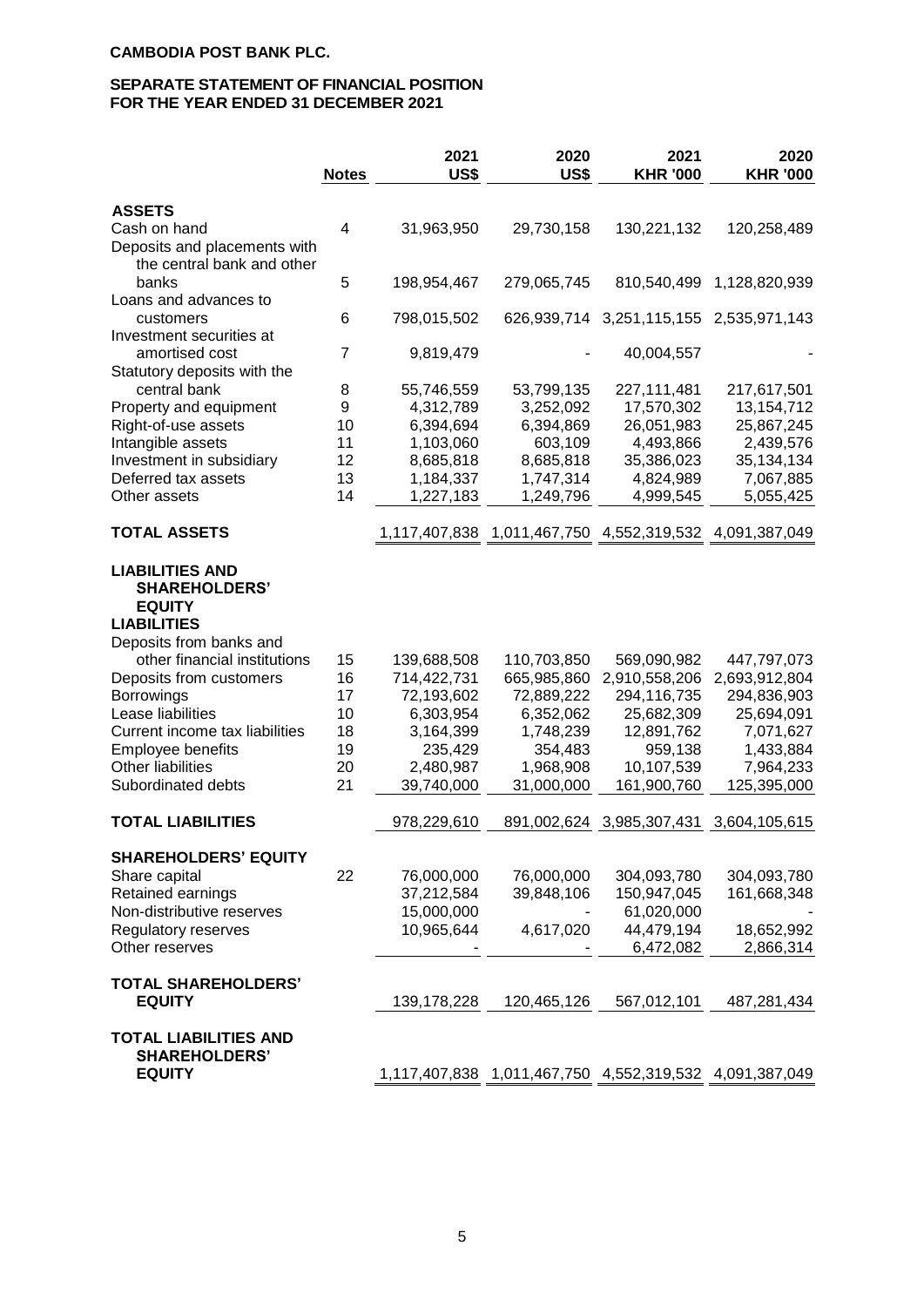**CAMBODIA POST BANK PLC.**

**SEPARATE STATEMENT OF FINANCIAL POSITION FOR THE YEAR ENDED 31 DECEMBER 2021**

| | Notes | 2021 US$ | 2020 US$ | 2021 KHR '000 | 2020 KHR '000 |
|---|---|---|---|---|---|
| **ASSETS** | | | | | |
| Cash on hand | 4 | 31,963,950 | 29,730,158 | 130,221,132 | 120,258,489 |
| Deposits and placements with the central bank and other banks | 5 | 198,954,467 | 279,065,745 | 810,540,499 | 1,128,820,939 |
| Loans and advances to customers | 6 | 798,015,502 | 626,939,714 | 3,251,115,155 | 2,535,971,143 |
| Investment securities at amortised cost | 7 | 9,819,479 | - | 40,004,557 | - |
| Statutory deposits with the central bank | 8 | 55,746,559 | 53,799,135 | 227,111,481 | 217,617,501 |
| Property and equipment | 9 | 4,312,789 | 3,252,092 | 17,570,302 | 13,154,712 |
| Right-of-use assets | 10 | 6,394,694 | 6,394,869 | 26,051,983 | 25,867,245 |
| Intangible assets | 11 | 1,103,060 | 603,109 | 4,493,866 | 2,439,576 |
| Investment in subsidiary | 12 | 8,685,818 | 8,685,818 | 35,386,023 | 35,134,134 |
| Deferred tax assets | 13 | 1,184,337 | 1,747,314 | 4,824,989 | 7,067,885 |
| Other assets | 14 | 1,227,183 | 1,249,796 | 4,999,545 | 5,055,425 |
| **TOTAL ASSETS** | | 1,117,407,838 | 1,011,467,750 | 4,552,319,532 | 4,091,387,049 |
| **LIABILITIES AND SHAREHOLDERS' EQUITY** | | | | | |
| **LIABILITIES** | | | | | |
| Deposits from banks and other financial institutions | 15 | 139,688,508 | 110,703,850 | 569,090,982 | 447,797,073 |
| Deposits from customers | 16 | 714,422,731 | 665,985,860 | 2,910,558,206 | 2,693,912,804 |
| Borrowings | 17 | 72,193,602 | 72,889,222 | 294,116,735 | 294,836,903 |
| Lease liabilities | 10 | 6,303,954 | 6,352,062 | 25,682,309 | 25,694,091 |
| Current income tax liabilities | 18 | 3,164,399 | 1,748,239 | 12,891,762 | 7,071,627 |
| Employee benefits | 19 | 235,429 | 354,483 | 959,138 | 1,433,884 |
| Other liabilities | 20 | 2,480,987 | 1,968,908 | 10,107,539 | 7,964,233 |
| Subordinated debts | 21 | 39,740,000 | 31,000,000 | 161,900,760 | 125,395,000 |
| **TOTAL LIABILITIES** | | 978,229,610 | 891,002,624 | 3,985,307,431 | 3,604,105,615 |
| **SHAREHOLDERS' EQUITY** | | | | | |
| Share capital | 22 | 76,000,000 | 76,000,000 | 304,093,780 | 304,093,780 |
| Retained earnings | | 37,212,584 | 39,848,106 | 150,947,045 | 161,668,348 |
| Non-distributive reserves | | 15,000,000 | - | 61,020,000 | - |
| Regulatory reserves | | 10,965,644 | 4,617,020 | 44,479,194 | 18,652,992 |
| Other reserves | | - | - | 6,472,082 | 2,866,314 |
| **TOTAL SHAREHOLDERS' EQUITY** | | 139,178,228 | 120,465,126 | 567,012,101 | 487,281,434 |
| **TOTAL LIABILITIES AND SHAREHOLDERS' EQUITY** | | 1,117,407,838 | 1,011,467,750 | 4,552,319,532 | 4,091,387,049 |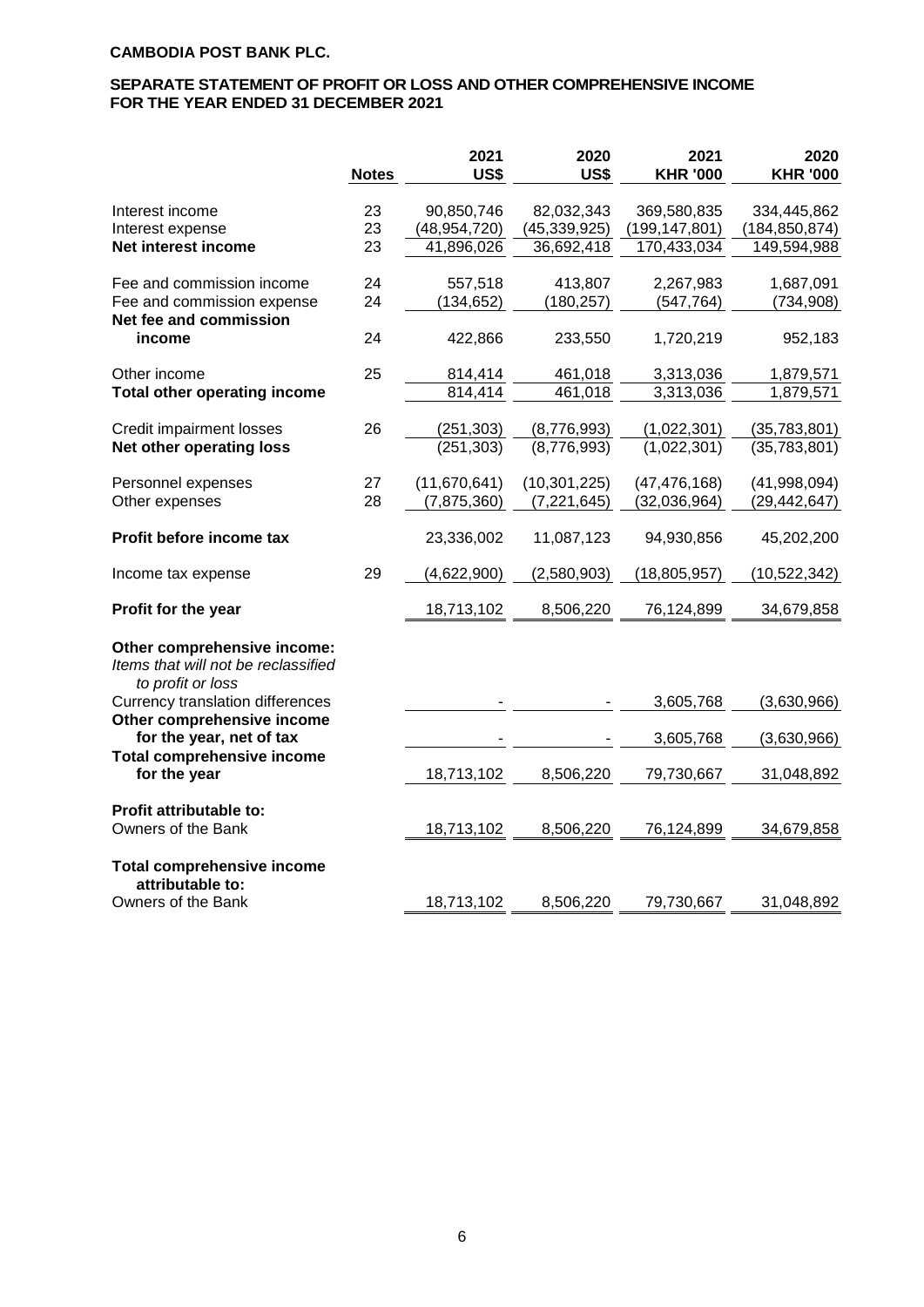**CAMBODIA POST BANK PLC.**

**SEPARATE STATEMENT OF PROFIT OR LOSS AND OTHER COMPREHENSIVE INCOME FOR THE YEAR ENDED 31 DECEMBER 2021**

| | Notes | 2021 US$ | 2020 US$ | 2021 KHR '000 | 2020 KHR '000 |
|---|---|---|---|---|---|
| Interest income | 23 | 90,850,746 | 82,032,343 | 369,580,835 | 334,445,862 |
| Interest expense | 23 | (48,954,720) | (45,339,925) | (199,147,801) | (184,850,874) |
| **Net interest income** | 23 | 41,896,026 | 36,692,418 | 170,433,034 | 149,594,988 |
| Fee and commission income | 24 | 557,518 | 413,807 | 2,267,983 | 1,687,091 |
| Fee and commission expense | 24 | (134,652) | (180,257) | (547,764) | (734,908) |
| **Net fee and commission income** | 24 | 422,866 | 233,550 | 1,720,219 | 952,183 |
| Other income | 25 | 814,414 | 461,018 | 3,313,036 | 1,879,571 |
| **Total other operating income** | | 814,414 | 461,018 | 3,313,036 | 1,879,571 |
| Credit impairment losses | 26 | (251,303) | (8,776,993) | (1,022,301) | (35,783,801) |
| **Net other operating loss** | | (251,303) | (8,776,993) | (1,022,301) | (35,783,801) |
| Personnel expenses | 27 | (11,670,641) | (10,301,225) | (47,476,168) | (41,998,094) |
| Other expenses | 28 | (7,875,360) | (7,221,645) | (32,036,964) | (29,442,647) |
| **Profit before income tax** | | 23,336,002 | 11,087,123 | 94,930,856 | 45,202,200 |
| Income tax expense | 29 | (4,622,900) | (2,580,903) | (18,805,957) | (10,522,342) |
| **Profit for the year** | | 18,713,102 | 8,506,220 | 76,124,899 | 34,679,858 |
| **Other comprehensive income:** | | | | | |
| *Items that will not be reclassified to profit or loss* | | | | | |
| Currency translation differences | | - | - | 3,605,768 | (3,630,966) |
| **Other comprehensive income for the year, net of tax** | | - | - | 3,605,768 | (3,630,966) |
| **Total comprehensive income for the year** | | 18,713,102 | 8,506,220 | 79,730,667 | 31,048,892 |
| **Profit attributable to:** | | | | | |
| Owners of the Bank | | 18,713,102 | 8,506,220 | 76,124,899 | 34,679,858 |
| **Total comprehensive income attributable to:** | | | | | |
| Owners of the Bank | | 18,713,102 | 8,506,220 | 79,730,667 | 31,048,892 |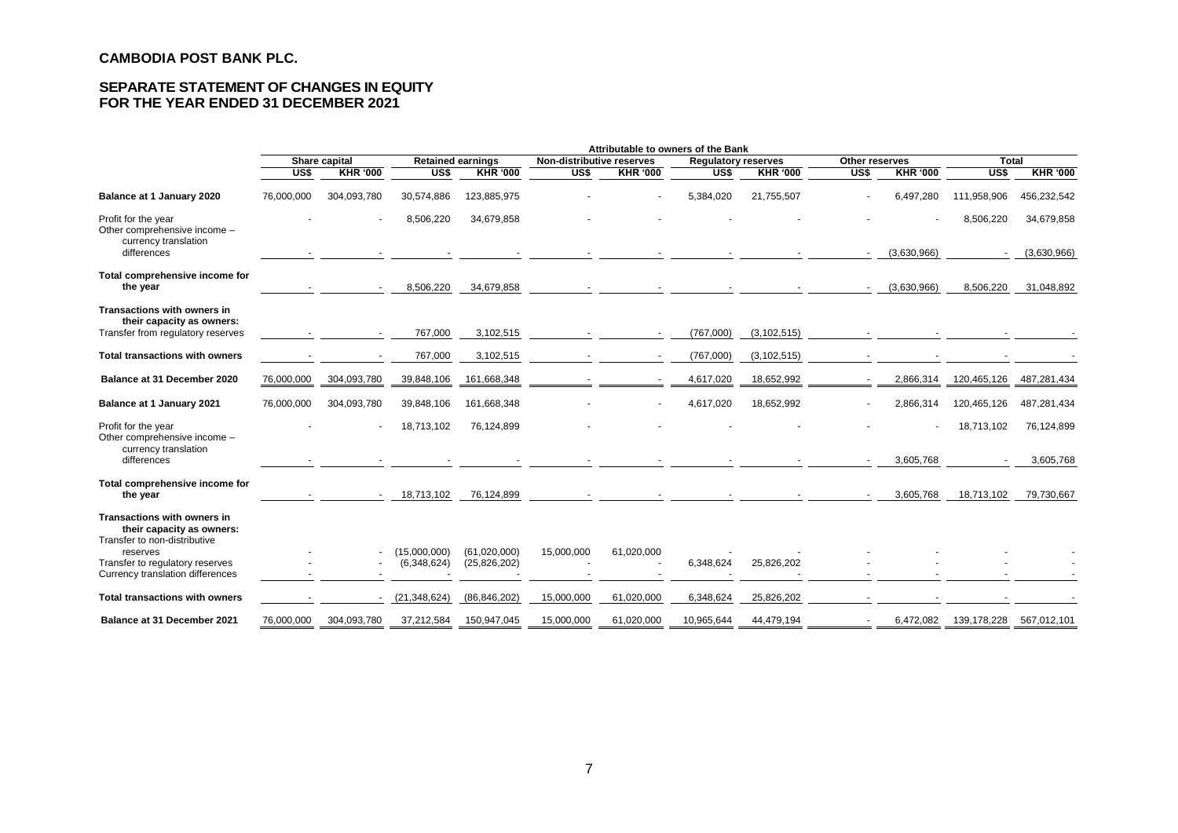# CAMBODIA POST BANK PLC.

## SEPARATE STATEMENT OF CHANGES IN EQUITY FOR THE YEAR ENDED 31 DECEMBER 2021

| | Attributable to owners of the Bank | | | | | | | | | | | |
|---|---|---|---|---|---|---|---|---|---|---|---|---|
| | Share capital | | Retained earnings | | Non-distributive reserves | | Regulatory reserves | | Other reserves | | Total | |
| | US$ | KHR '000 | US$ | KHR '000 | US$ | KHR '000 | US$ | KHR '000 | US$ | KHR '000 | US$ | KHR '000 |
| **Balance at 1 January 2020** | 76,000,000 | 304,093,780 | 30,574,886 | 123,885,975 | - | - | 5,384,020 | 21,755,507 | - | 6,497,280 | 111,958,906 | 456,232,542 |
| Profit for the year | - | - | 8,506,220 | 34,679,858 | - | - | - | - | - | - | 8,506,220 | 34,679,858 |
| Other comprehensive income – currency translation differences | - | - | - | - | - | - | - | - | - | (3,630,966) | - | (3,630,966) |
| **Total comprehensive income for the year** | - | - | 8,506,220 | 34,679,858 | - | - | - | - | - | (3,630,966) | 8,506,220 | 31,048,892 |
| **Transactions with owners in their capacity as owners:** | | | | | | | | | | | | |
| Transfer from regulatory reserves | - | - | 767,000 | 3,102,515 | - | - | (767,000) | (3,102,515) | - | - | - | - |
| **Total transactions with owners** | - | - | 767,000 | 3,102,515 | - | - | (767,000) | (3,102,515) | - | - | - | - |
| **Balance at 31 December 2020** | 76,000,000 | 304,093,780 | 39,848,106 | 161,668,348 | - | - | 4,617,020 | 18,652,992 | - | 2,866,314 | 120,465,126 | 487,281,434 |
| **Balance at 1 January 2021** | 76,000,000 | 304,093,780 | 39,848,106 | 161,668,348 | - | - | 4,617,020 | 18,652,992 | - | 2,866,314 | 120,465,126 | 487,281,434 |
| Profit for the year | - | - | 18,713,102 | 76,124,899 | - | - | - | - | - | - | 18,713,102 | 76,124,899 |
| Other comprehensive income – currency translation differences | - | - | - | - | - | - | - | - | - | 3,605,768 | - | 3,605,768 |
| **Total comprehensive income for the year** | - | - | 18,713,102 | 76,124,899 | - | - | - | - | - | 3,605,768 | 18,713,102 | 79,730,667 |
| **Transactions with owners in their capacity as owners:** | | | | | | | | | | | | |
| Transfer to non-distributive reserves | - | - | (15,000,000) | (61,020,000) | 15,000,000 | 61,020,000 | - | - | - | - | - | - |
| Transfer to regulatory reserves | - | - | (6,348,624) | (25,826,202) | - | - | 6,348,624 | 25,826,202 | - | - | - | - |
| Currency translation differences | - | - | - | - | - | - | - | - | - | - | - | - |
| **Total transactions with owners** | - | - | (21,348,624) | (86,846,202) | 15,000,000 | 61,020,000 | 6,348,624 | 25,826,202 | - | - | - | - |
| **Balance at 31 December 2021** | 76,000,000 | 304,093,780 | 37,212,584 | 150,947,045 | 15,000,000 | 61,020,000 | 10,965,644 | 44,479,194 | - | 6,472,082 | 139,178,228 | 567,012,101 |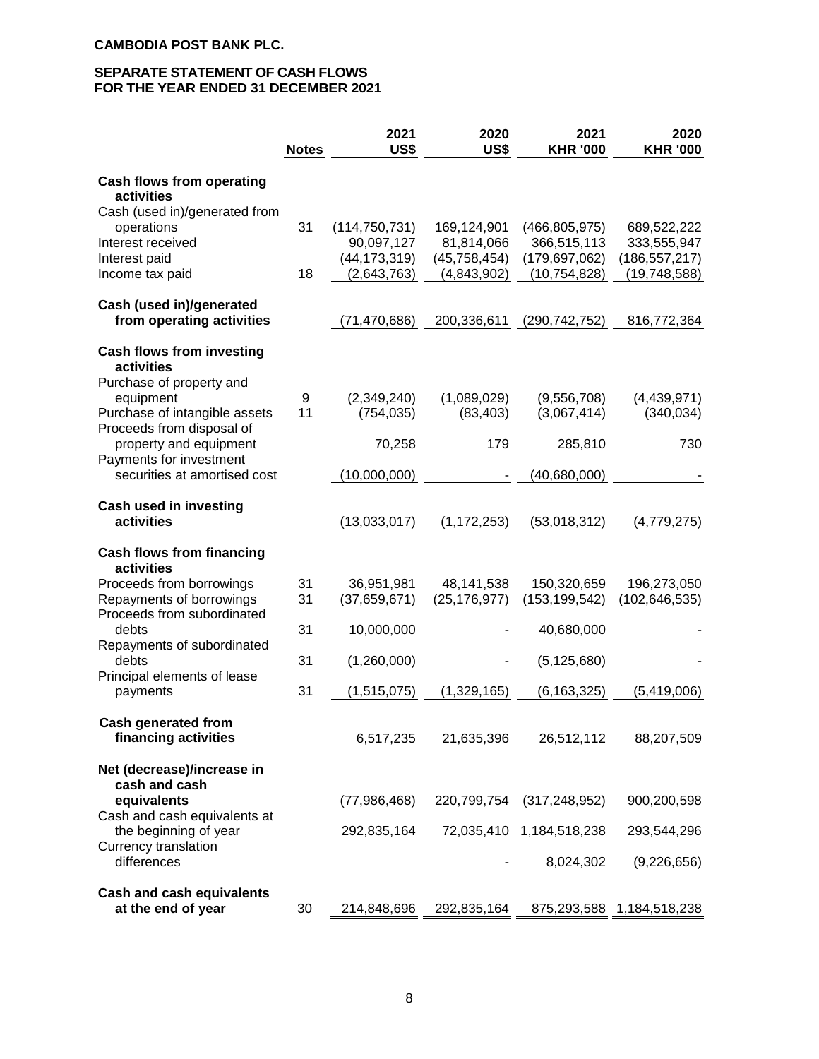**CAMBODIA POST BANK PLC.**

**SEPARATE STATEMENT OF CASH FLOWS**
**FOR THE YEAR ENDED 31 DECEMBER 2021**

| | Notes | 2021 US$ | 2020 US$ | 2021 KHR '000 | 2020 KHR '000 |
|---|---|---|---|---|---|
| **Cash flows from operating activities** | | | | | |
| Cash (used in)/generated from operations | 31 | (114,750,731) | 169,124,901 | (466,805,975) | 689,522,222 |
| Interest received | | 90,097,127 | 81,814,066 | 366,515,113 | 333,555,947 |
| Interest paid | | (44,173,319) | (45,758,454) | (179,697,062) | (186,557,217) |
| Income tax paid | 18 | (2,643,763) | (4,843,902) | (10,754,828) | (19,748,588) |
| **Cash (used in)/generated from operating activities** | | (71,470,686) | 200,336,611 | (290,742,752) | 816,772,364 |
| **Cash flows from investing activities** | | | | | |
| Purchase of property and equipment | 9 | (2,349,240) | (1,089,029) | (9,556,708) | (4,439,971) |
| Purchase of intangible assets | 11 | (754,035) | (83,403) | (3,067,414) | (340,034) |
| Proceeds from disposal of property and equipment | | 70,258 | 179 | 285,810 | 730 |
| Payments for investment securities at amortised cost | | (10,000,000) | - | (40,680,000) | - |
| **Cash used in investing activities** | | (13,033,017) | (1,172,253) | (53,018,312) | (4,779,275) |
| **Cash flows from financing activities** | | | | | |
| Proceeds from borrowings | 31 | 36,951,981 | 48,141,538 | 150,320,659 | 196,273,050 |
| Repayments of borrowings | 31 | (37,659,671) | (25,176,977) | (153,199,542) | (102,646,535) |
| Proceeds from subordinated debts | 31 | 10,000,000 | - | 40,680,000 | - |
| Repayments of subordinated debts | 31 | (1,260,000) | - | (5,125,680) | - |
| Principal elements of lease payments | 31 | (1,515,075) | (1,329,165) | (6,163,325) | (5,419,006) |
| **Cash generated from financing activities** | | 6,517,235 | 21,635,396 | 26,512,112 | 88,207,509 |
| **Net (decrease)/increase in cash and cash equivalents** | | (77,986,468) | 220,799,754 | (317,248,952) | 900,200,598 |
| Cash and cash equivalents at the beginning of year | | 292,835,164 | 72,035,410 | 1,184,518,238 | 293,544,296 |
| Currency translation differences | | | - | 8,024,302 | (9,226,656) |
| **Cash and cash equivalents at the end of year** | 30 | 214,848,696 | 292,835,164 | 875,293,588 | 1,184,518,238 |